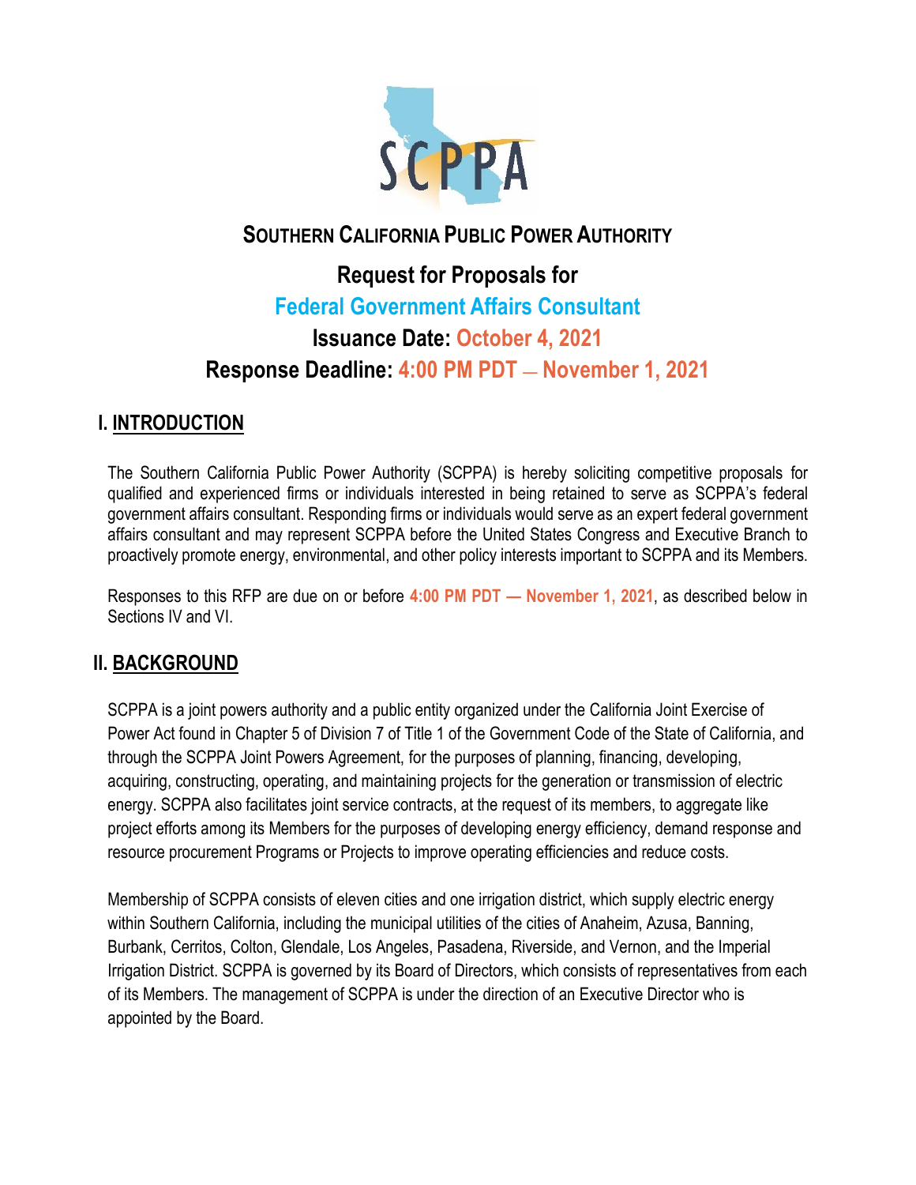# SOUTHERN CALIFORNIA PUBLIC POWER AUTHORITY

## Request for Proposals for

## Federal Government Affairs Consultant

## Issuance Date: October 4, 2021

## Response Deadline: 4:00 PM PDT — November 1, 2021

## I. INTRODUCTION

The Southern California Public Power Authority (SCPPA) is hereby soliciting competitive proposals for qualified and experienced firms or individuals interested in being retained to serve as SCPPA's federal government affairs consultant. Responding firms or individuals would serve as an expert federal government affairs consultant and may represent SCPPA before the United States Congress and Executive Branch to proactively promote energy, environmental, and other policy interests important to SCPPA and its Members.

Responses to this RFP are due on or before **4:00 PM PDT — November 1, 2021**, as described below in Sections IV and VI.

## II. BACKGROUND

SCPPA is a joint powers authority and a public entity organized under the California Joint Exercise of Power Act found in Chapter 5 of Division 7 of Title 1 of the Government Code of the State of California, and through the SCPPA Joint Powers Agreement, for the purposes of planning, financing, developing, acquiring, constructing, operating, and maintaining projects for the generation or transmission of electric energy. SCPPA also facilitates joint service contracts, at the request of its members, to aggregate like project efforts among its Members for the purposes of developing energy efficiency, demand response and resource procurement Programs or Projects to improve operating efficiencies and reduce costs.

Membership of SCPPA consists of eleven cities and one irrigation district, which supply electric energy within Southern California, including the municipal utilities of the cities of Anaheim, Azusa, Banning, Burbank, Cerritos, Colton, Glendale, Los Angeles, Pasadena, Riverside, and Vernon, and the Imperial Irrigation District. SCPPA is governed by its Board of Directors, which consists of representatives from each of its Members. The management of SCPPA is under the direction of an Executive Director who is appointed by the Board.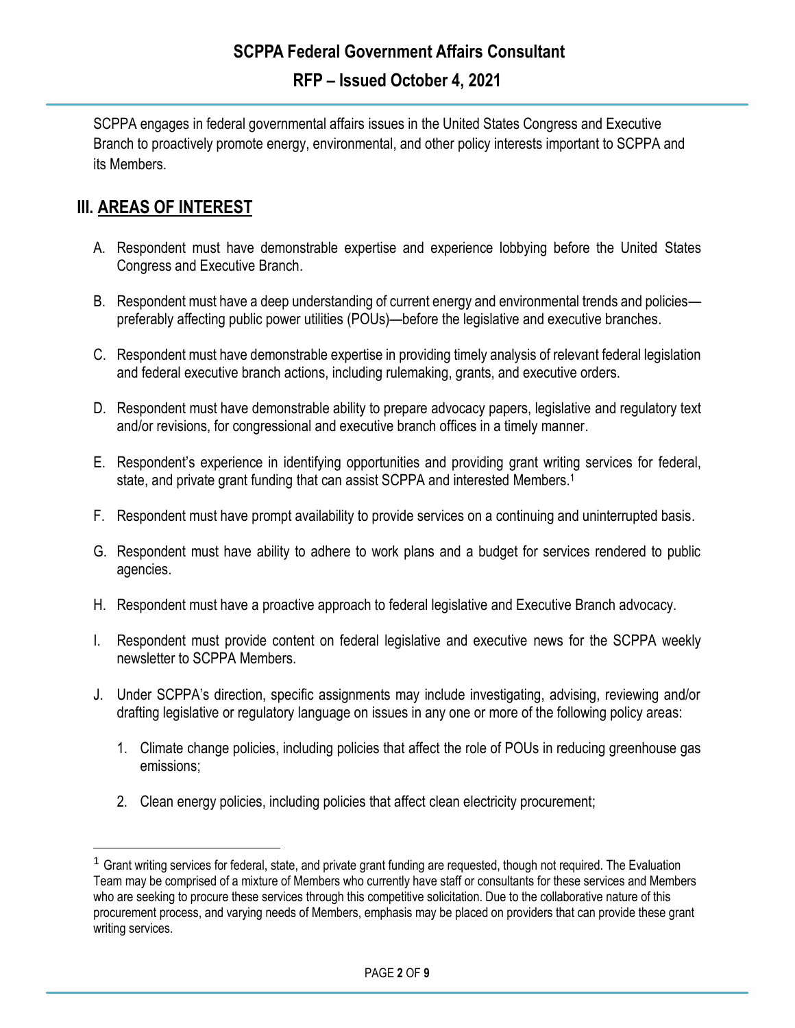SCPPA engages in federal governmental affairs issues in the United States Congress and Executive Branch to proactively promote energy, environmental, and other policy interests important to SCPPA and its Members.

## III. AREAS OF INTEREST

A. Respondent must have demonstrable expertise and experience lobbying before the United States Congress and Executive Branch.

B. Respondent must have a deep understanding of current energy and environmental trends and policies—preferably affecting public power utilities (POUs)—before the legislative and executive branches.

C. Respondent must have demonstrable expertise in providing timely analysis of relevant federal legislation and federal executive branch actions, including rulemaking, grants, and executive orders.

D. Respondent must have demonstrable ability to prepare advocacy papers, legislative and regulatory text and/or revisions, for congressional and executive branch offices in a timely manner.

E. Respondent's experience in identifying opportunities and providing grant writing services for federal, state, and private grant funding that can assist SCPPA and interested Members.[1]

F. Respondent must have prompt availability to provide services on a continuing and uninterrupted basis.

G. Respondent must have ability to adhere to work plans and a budget for services rendered to public agencies.

H. Respondent must have a proactive approach to federal legislative and Executive Branch advocacy.

I. Respondent must provide content on federal legislative and executive news for the SCPPA weekly newsletter to SCPPA Members.

J. Under SCPPA's direction, specific assignments may include investigating, advising, reviewing and/or drafting legislative or regulatory language on issues in any one or more of the following policy areas:

   1. Climate change policies, including policies that affect the role of POUs in reducing greenhouse gas emissions;

   2. Clean energy policies, including policies that affect clean electricity procurement;

---

[1] Grant writing services for federal, state, and private grant funding are requested, though not required. The Evaluation Team may be comprised of a mixture of Members who currently have staff or consultants for these services and Members who are seeking to procure these services through this competitive solicitation. Due to the collaborative nature of this procurement process, and varying needs of Members, emphasis may be placed on providers that can provide these grant writing services.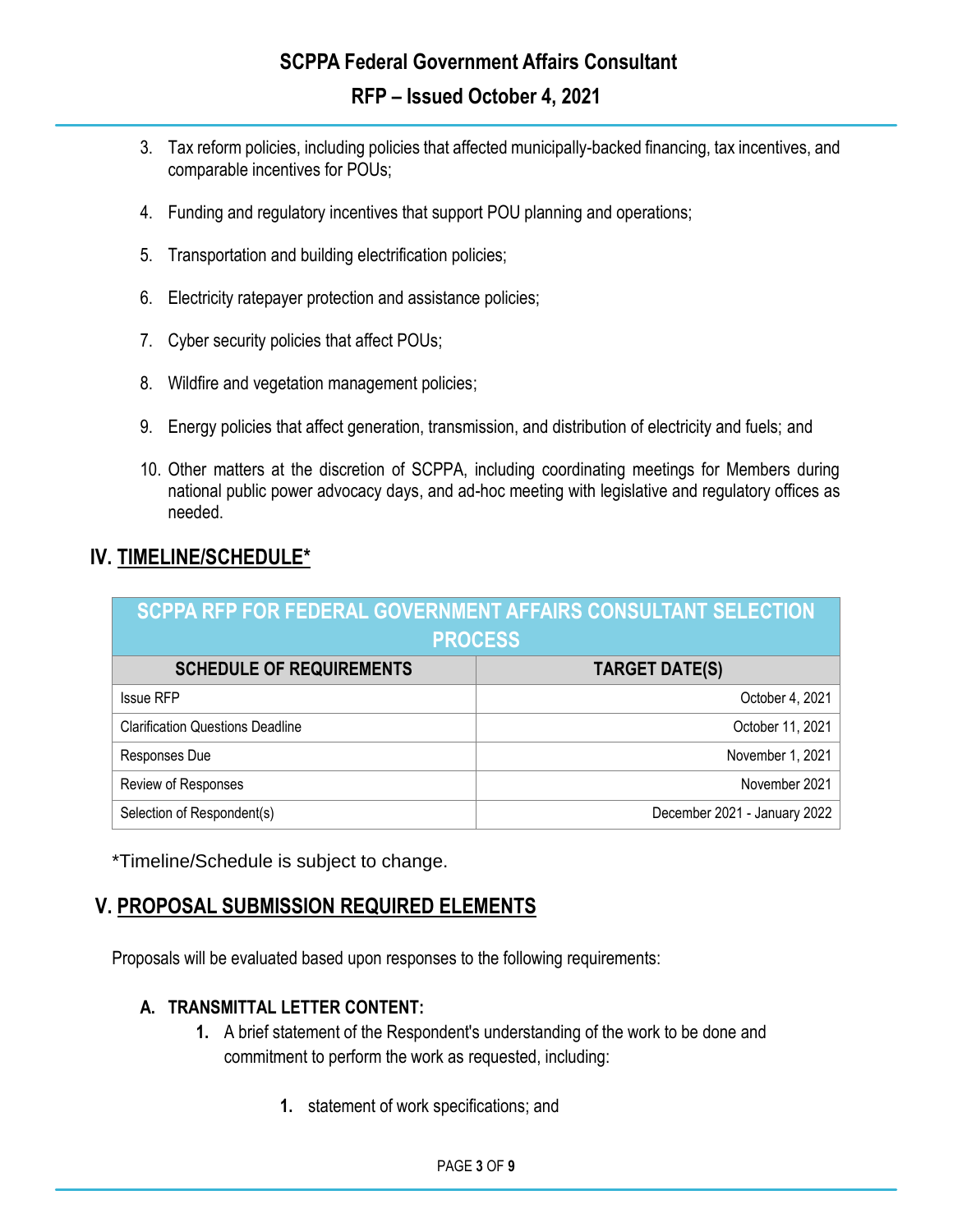3. Tax reform policies, including policies that affected municipally-backed financing, tax incentives, and comparable incentives for POUs;

4. Funding and regulatory incentives that support POU planning and operations;

5. Transportation and building electrification policies;

6. Electricity ratepayer protection and assistance policies;

7. Cyber security policies that affect POUs;

8. Wildfire and vegetation management policies;

9. Energy policies that affect generation, transmission, and distribution of electricity and fuels; and

10. Other matters at the discretion of SCPPA, including coordinating meetings for Members during national public power advocacy days, and ad-hoc meeting with legislative and regulatory offices as needed.

## IV. TIMELINE/SCHEDULE*

| SCPPA RFP FOR FEDERAL GOVERNMENT AFFAIRS CONSULTANT SELECTION PROCESS | |
|---|---|
| **SCHEDULE OF REQUIREMENTS** | **TARGET DATE(S)** |
| Issue RFP | October 4, 2021 |
| Clarification Questions Deadline | October 11, 2021 |
| Responses Due | November 1, 2021 |
| Review of Responses | November 2021 |
| Selection of Respondent(s) | December 2021 - January 2022 |

*Timeline/Schedule is subject to change.

## V. PROPOSAL SUBMISSION REQUIRED ELEMENTS

Proposals will be evaluated based upon responses to the following requirements:

### A. TRANSMITTAL LETTER CONTENT:

1. A brief statement of the Respondent's understanding of the work to be done and commitment to perform the work as requested, including:

    1. statement of work specifications; and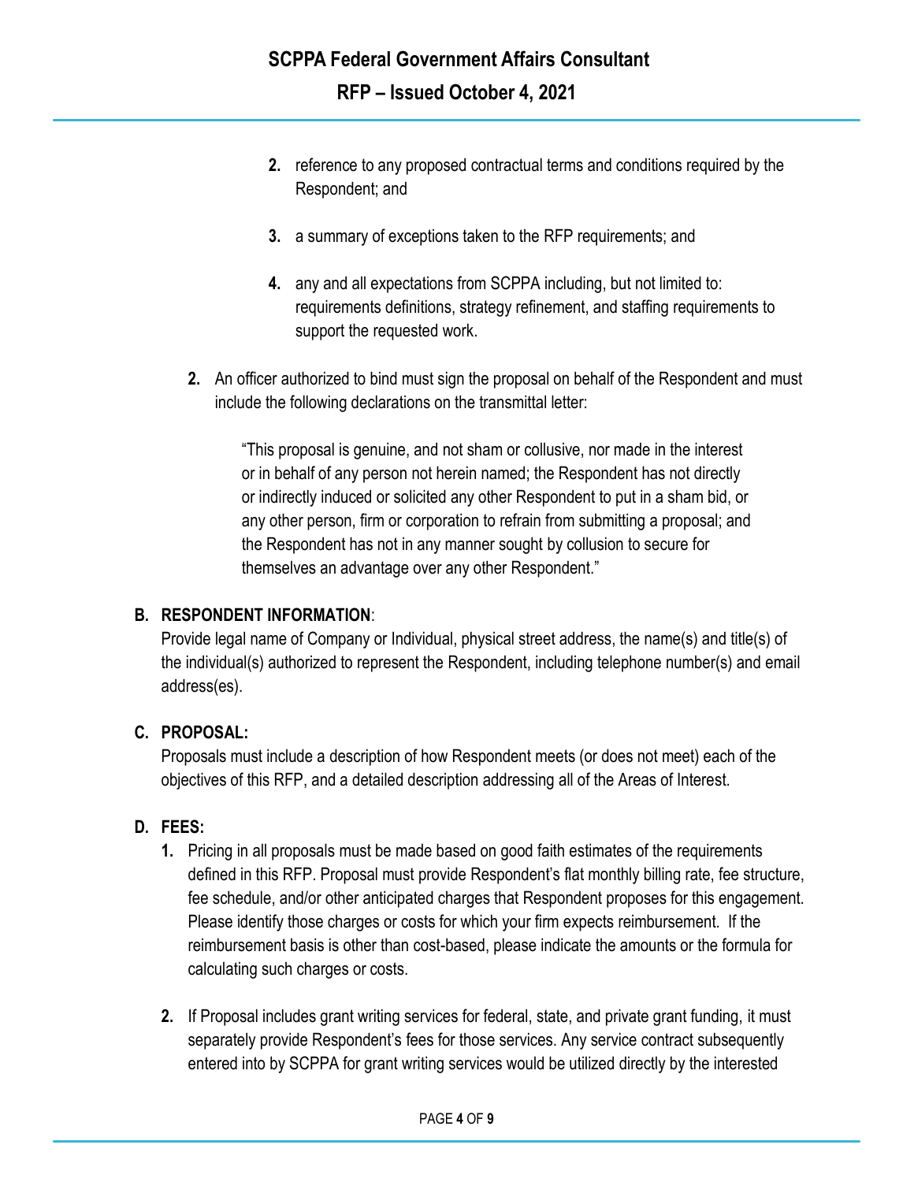2. reference to any proposed contractual terms and conditions required by the Respondent; and

3. a summary of exceptions taken to the RFP requirements; and

4. any and all expectations from SCPPA including, but not limited to: requirements definitions, strategy refinement, and staffing requirements to support the requested work.

2. An officer authorized to bind must sign the proposal on behalf of the Respondent and must include the following declarations on the transmittal letter:

> "This proposal is genuine, and not sham or collusive, nor made in the interest or in behalf of any person not herein named; the Respondent has not directly or indirectly induced or solicited any other Respondent to put in a sham bid, or any other person, firm or corporation to refrain from submitting a proposal; and the Respondent has not in any manner sought by collusion to secure for themselves an advantage over any other Respondent."

**B. RESPONDENT INFORMATION**:

Provide legal name of Company or Individual, physical street address, the name(s) and title(s) of the individual(s) authorized to represent the Respondent, including telephone number(s) and email address(es).

**C. PROPOSAL:**

Proposals must include a description of how Respondent meets (or does not meet) each of the objectives of this RFP, and a detailed description addressing all of the Areas of Interest.

**D. FEES:**

1. Pricing in all proposals must be made based on good faith estimates of the requirements defined in this RFP. Proposal must provide Respondent's flat monthly billing rate, fee structure, fee schedule, and/or other anticipated charges that Respondent proposes for this engagement. Please identify those charges or costs for which your firm expects reimbursement. If the reimbursement basis is other than cost-based, please indicate the amounts or the formula for calculating such charges or costs.

2. If Proposal includes grant writing services for federal, state, and private grant funding, it must separately provide Respondent's fees for those services. Any service contract subsequently entered into by SCPPA for grant writing services would be utilized directly by the interested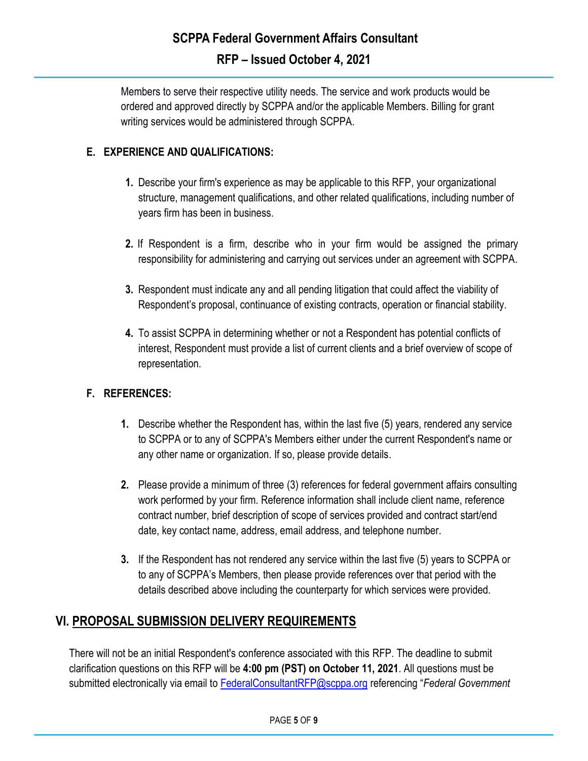Members to serve their respective utility needs. The service and work products would be ordered and approved directly by SCPPA and/or the applicable Members. Billing for grant writing services would be administered through SCPPA.

### E. EXPERIENCE AND QUALIFICATIONS:

1. Describe your firm's experience as may be applicable to this RFP, your organizational structure, management qualifications, and other related qualifications, including number of years firm has been in business.

2. If Respondent is a firm, describe who in your firm would be assigned the primary responsibility for administering and carrying out services under an agreement with SCPPA.

3. Respondent must indicate any and all pending litigation that could affect the viability of Respondent's proposal, continuance of existing contracts, operation or financial stability.

4. To assist SCPPA in determining whether or not a Respondent has potential conflicts of interest, Respondent must provide a list of current clients and a brief overview of scope of representation.

### F. REFERENCES:

1. Describe whether the Respondent has, within the last five (5) years, rendered any service to SCPPA or to any of SCPPA's Members either under the current Respondent's name or any other name or organization. If so, please provide details.

2. Please provide a minimum of three (3) references for federal government affairs consulting work performed by your firm. Reference information shall include client name, reference contract number, brief description of scope of services provided and contract start/end date, key contact name, address, email address, and telephone number.

3. If the Respondent has not rendered any service within the last five (5) years to SCPPA or to any of SCPPA's Members, then please provide references over that period with the details described above including the counterparty for which services were provided.

## VI. PROPOSAL SUBMISSION DELIVERY REQUIREMENTS

There will not be an initial Respondent's conference associated with this RFP. The deadline to submit clarification questions on this RFP will be **4:00 pm (PST) on October 11, 2021**. All questions must be submitted electronically via email to [FederalConsultantRFP@scppa.org](mailto:FederalConsultantRFP@scppa.org) referencing "*Federal Government*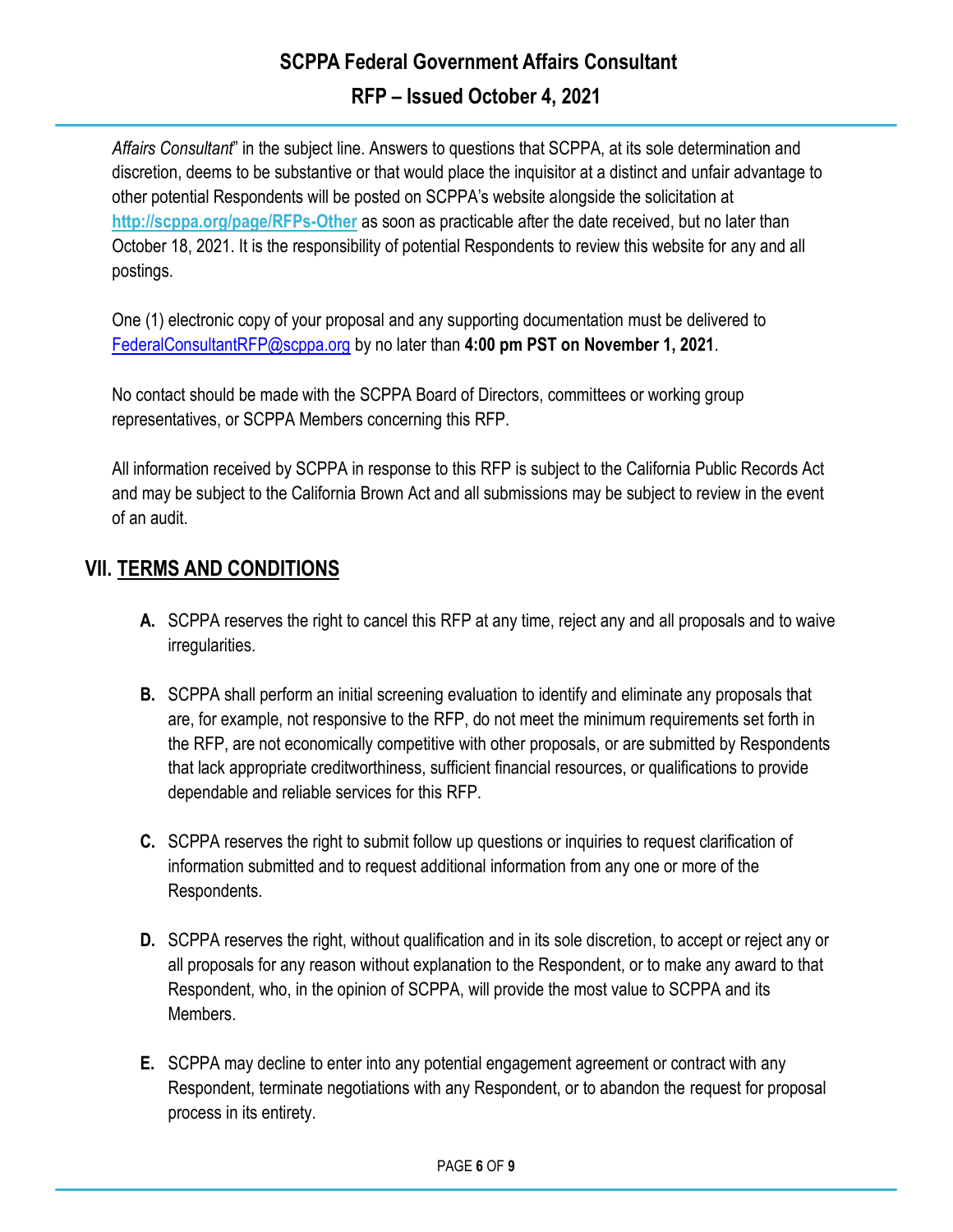*Affairs Consultant*" in the subject line. Answers to questions that SCPPA, at its sole determination and discretion, deems to be substantive or that would place the inquisitor at a distinct and unfair advantage to other potential Respondents will be posted on SCPPA's website alongside the solicitation at **http://scppa.org/page/RFPs-Other** as soon as practicable after the date received, but no later than October 18, 2021. It is the responsibility of potential Respondents to review this website for any and all postings.

One (1) electronic copy of your proposal and any supporting documentation must be delivered to FederalConsultantRFP@scppa.org by no later than **4:00 pm PST on November 1, 2021**.

No contact should be made with the SCPPA Board of Directors, committees or working group representatives, or SCPPA Members concerning this RFP.

All information received by SCPPA in response to this RFP is subject to the California Public Records Act and may be subject to the California Brown Act and all submissions may be subject to review in the event of an audit.

## VII. TERMS AND CONDITIONS

**A.** SCPPA reserves the right to cancel this RFP at any time, reject any and all proposals and to waive irregularities.

**B.** SCPPA shall perform an initial screening evaluation to identify and eliminate any proposals that are, for example, not responsive to the RFP, do not meet the minimum requirements set forth in the RFP, are not economically competitive with other proposals, or are submitted by Respondents that lack appropriate creditworthiness, sufficient financial resources, or qualifications to provide dependable and reliable services for this RFP.

**C.** SCPPA reserves the right to submit follow up questions or inquiries to request clarification of information submitted and to request additional information from any one or more of the Respondents.

**D.** SCPPA reserves the right, without qualification and in its sole discretion, to accept or reject any or all proposals for any reason without explanation to the Respondent, or to make any award to that Respondent, who, in the opinion of SCPPA, will provide the most value to SCPPA and its Members.

**E.** SCPPA may decline to enter into any potential engagement agreement or contract with any Respondent, terminate negotiations with any Respondent, or to abandon the request for proposal process in its entirety.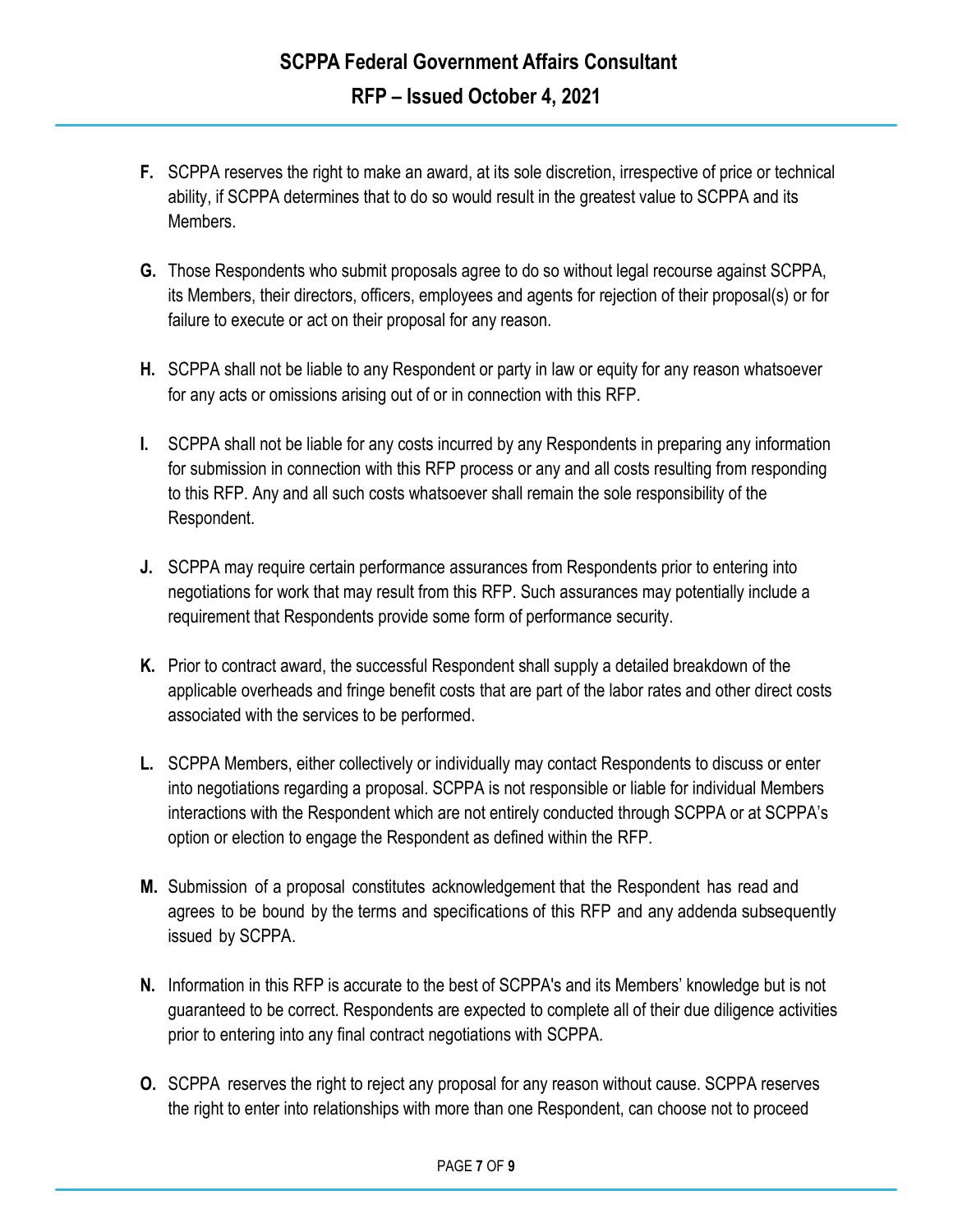**F.** SCPPA reserves the right to make an award, at its sole discretion, irrespective of price or technical ability, if SCPPA determines that to do so would result in the greatest value to SCPPA and its Members.

**G.** Those Respondents who submit proposals agree to do so without legal recourse against SCPPA, its Members, their directors, officers, employees and agents for rejection of their proposal(s) or for failure to execute or act on their proposal for any reason.

**H.** SCPPA shall not be liable to any Respondent or party in law or equity for any reason whatsoever for any acts or omissions arising out of or in connection with this RFP.

**I.** SCPPA shall not be liable for any costs incurred by any Respondents in preparing any information for submission in connection with this RFP process or any and all costs resulting from responding to this RFP. Any and all such costs whatsoever shall remain the sole responsibility of the Respondent.

**J.** SCPPA may require certain performance assurances from Respondents prior to entering into negotiations for work that may result from this RFP. Such assurances may potentially include a requirement that Respondents provide some form of performance security.

**K.** Prior to contract award, the successful Respondent shall supply a detailed breakdown of the applicable overheads and fringe benefit costs that are part of the labor rates and other direct costs associated with the services to be performed.

**L.** SCPPA Members, either collectively or individually may contact Respondents to discuss or enter into negotiations regarding a proposal. SCPPA is not responsible or liable for individual Members interactions with the Respondent which are not entirely conducted through SCPPA or at SCPPA's option or election to engage the Respondent as defined within the RFP.

**M.** Submission of a proposal constitutes acknowledgement that the Respondent has read and agrees to be bound by the terms and specifications of this RFP and any addenda subsequently issued by SCPPA.

**N.** Information in this RFP is accurate to the best of SCPPA's and its Members' knowledge but is not guaranteed to be correct. Respondents are expected to complete all of their due diligence activities prior to entering into any final contract negotiations with SCPPA.

**O.** SCPPA reserves the right to reject any proposal for any reason without cause. SCPPA reserves the right to enter into relationships with more than one Respondent, can choose not to proceed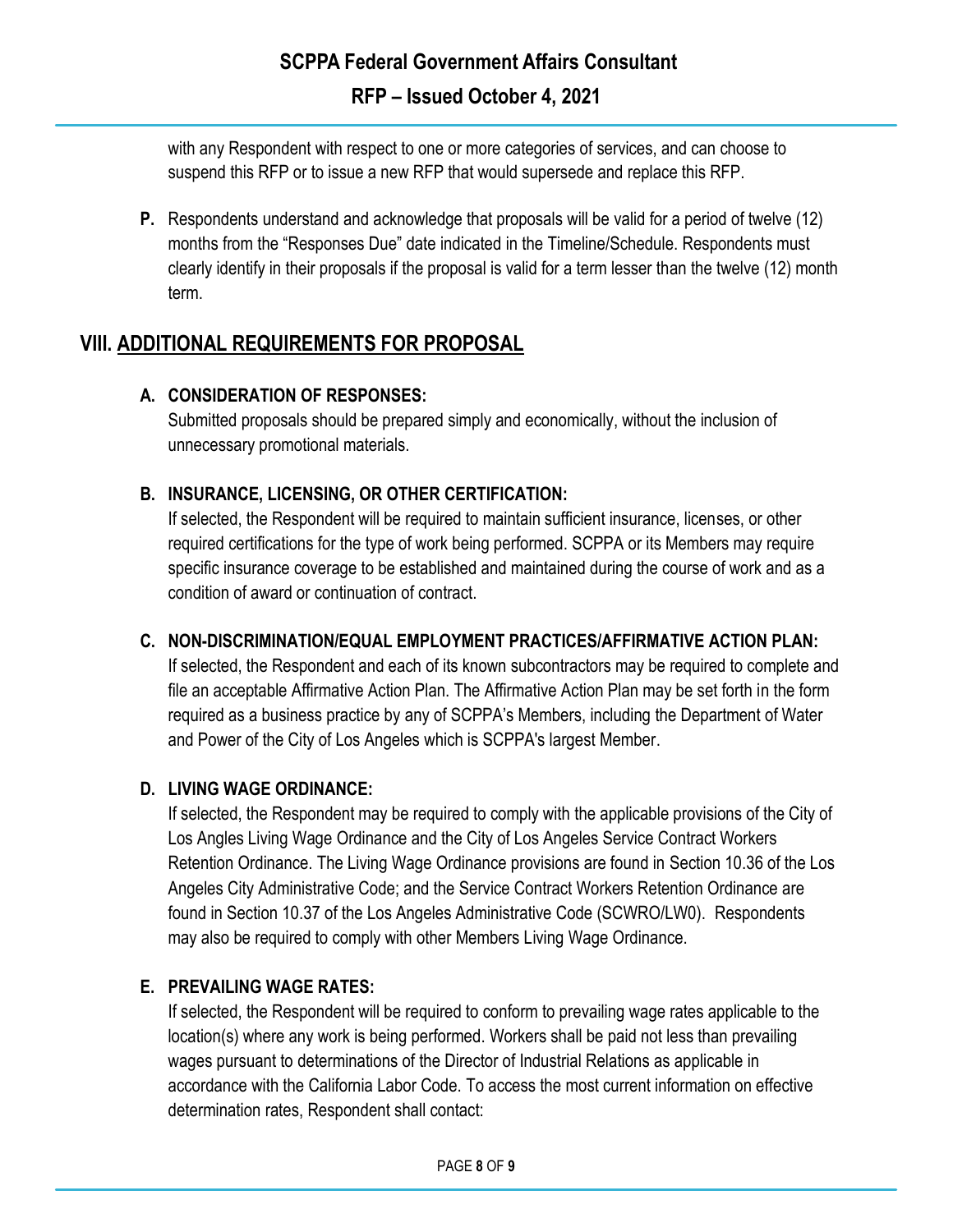with any Respondent with respect to one or more categories of services, and can choose to suspend this RFP or to issue a new RFP that would supersede and replace this RFP.

**P.** Respondents understand and acknowledge that proposals will be valid for a period of twelve (12) months from the "Responses Due" date indicated in the Timeline/Schedule. Respondents must clearly identify in their proposals if the proposal is valid for a term lesser than the twelve (12) month term.

## VIII. ADDITIONAL REQUIREMENTS FOR PROPOSAL

### A. CONSIDERATION OF RESPONSES:

Submitted proposals should be prepared simply and economically, without the inclusion of unnecessary promotional materials.

### B. INSURANCE, LICENSING, OR OTHER CERTIFICATION:

If selected, the Respondent will be required to maintain sufficient insurance, licenses, or other required certifications for the type of work being performed. SCPPA or its Members may require specific insurance coverage to be established and maintained during the course of work and as a condition of award or continuation of contract.

### C. NON-DISCRIMINATION/EQUAL EMPLOYMENT PRACTICES/AFFIRMATIVE ACTION PLAN:

If selected, the Respondent and each of its known subcontractors may be required to complete and file an acceptable Affirmative Action Plan. The Affirmative Action Plan may be set forth in the form required as a business practice by any of SCPPA's Members, including the Department of Water and Power of the City of Los Angeles which is SCPPA's largest Member.

### D. LIVING WAGE ORDINANCE:

If selected, the Respondent may be required to comply with the applicable provisions of the City of Los Angles Living Wage Ordinance and the City of Los Angeles Service Contract Workers Retention Ordinance. The Living Wage Ordinance provisions are found in Section 10.36 of the Los Angeles City Administrative Code; and the Service Contract Workers Retention Ordinance are found in Section 10.37 of the Los Angeles Administrative Code (SCWRO/LW0). Respondents may also be required to comply with other Members Living Wage Ordinance.

### E. PREVAILING WAGE RATES:

If selected, the Respondent will be required to conform to prevailing wage rates applicable to the location(s) where any work is being performed. Workers shall be paid not less than prevailing wages pursuant to determinations of the Director of Industrial Relations as applicable in accordance with the California Labor Code. To access the most current information on effective determination rates, Respondent shall contact: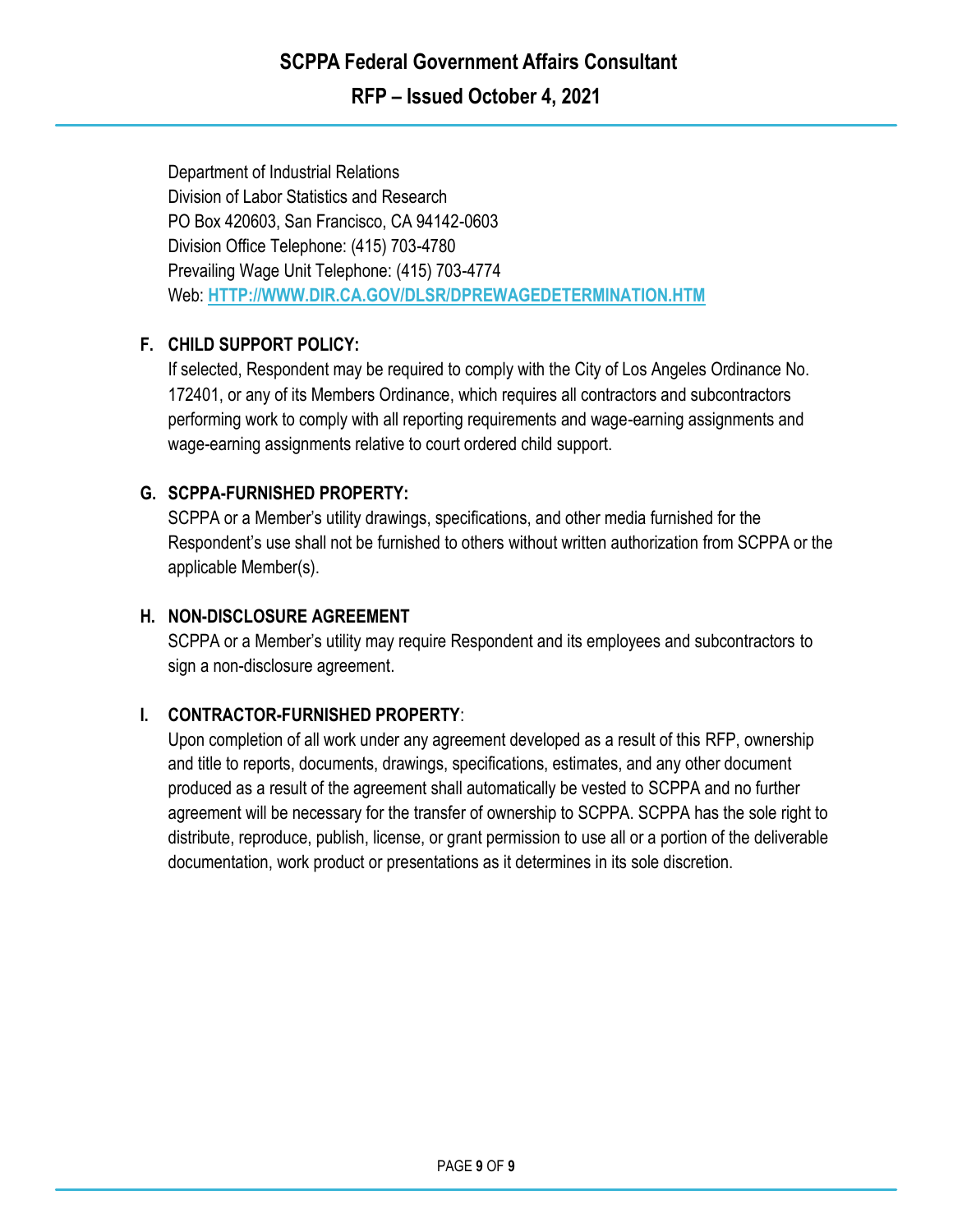Department of Industrial Relations
Division of Labor Statistics and Research
PO Box 420603, San Francisco, CA 94142-0603
Division Office Telephone: (415) 703-4780
Prevailing Wage Unit Telephone: (415) 703-4774
Web: HTTP://WWW.DIR.CA.GOV/DLSR/DPREWAGEDETERMINATION.HTM

**F. CHILD SUPPORT POLICY:**

If selected, Respondent may be required to comply with the City of Los Angeles Ordinance No. 172401, or any of its Members Ordinance, which requires all contractors and subcontractors performing work to comply with all reporting requirements and wage-earning assignments and wage-earning assignments relative to court ordered child support.

**G. SCPPA-FURNISHED PROPERTY:**

SCPPA or a Member's utility drawings, specifications, and other media furnished for the Respondent's use shall not be furnished to others without written authorization from SCPPA or the applicable Member(s).

**H. NON-DISCLOSURE AGREEMENT**

SCPPA or a Member's utility may require Respondent and its employees and subcontractors to sign a non-disclosure agreement.

**I. CONTRACTOR-FURNISHED PROPERTY**:

Upon completion of all work under any agreement developed as a result of this RFP, ownership and title to reports, documents, drawings, specifications, estimates, and any other document produced as a result of the agreement shall automatically be vested to SCPPA and no further agreement will be necessary for the transfer of ownership to SCPPA. SCPPA has the sole right to distribute, reproduce, publish, license, or grant permission to use all or a portion of the deliverable documentation, work product or presentations as it determines in its sole discretion.